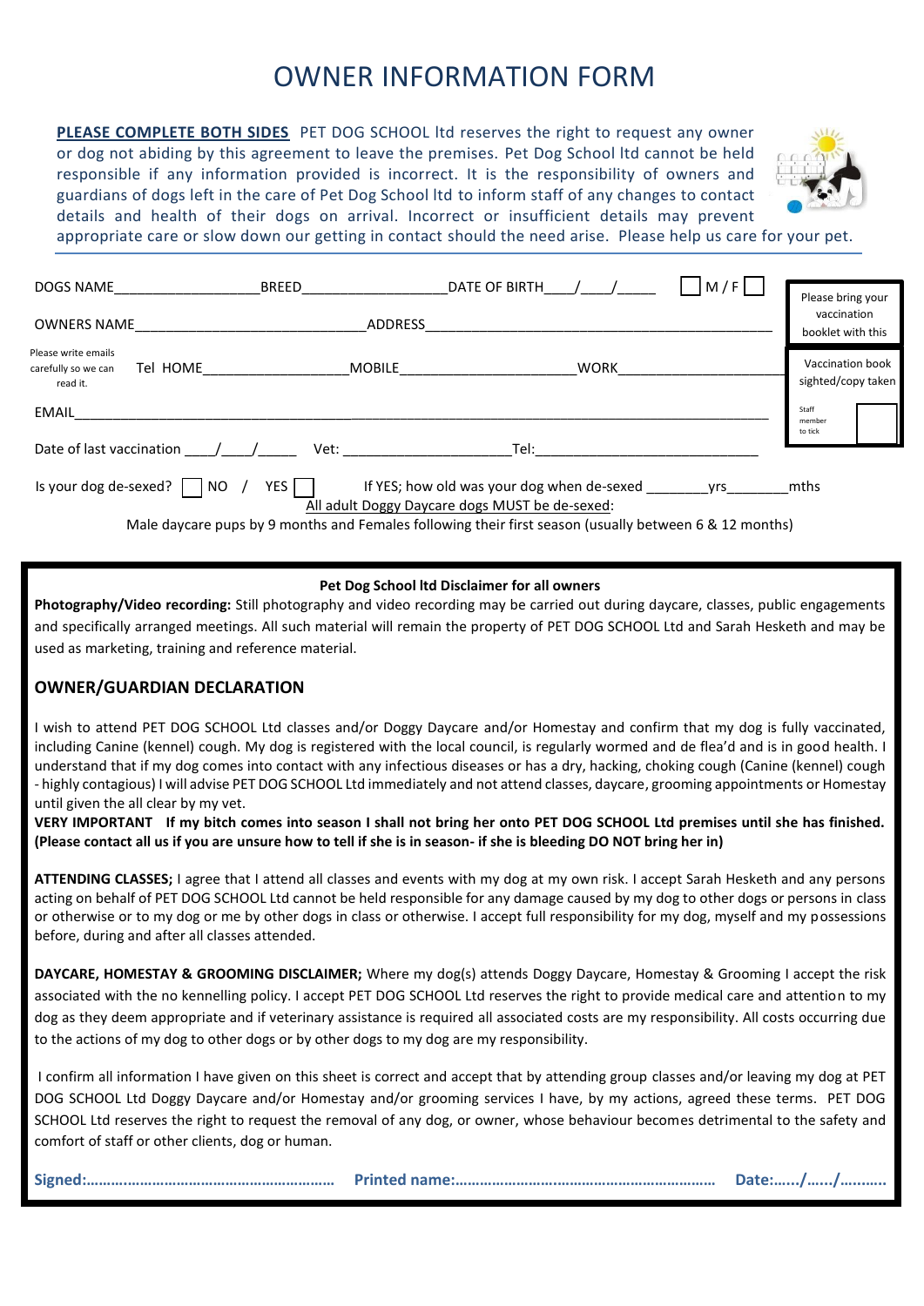# OWNER INFORMATION FORM

**PLEASE COMPLETE BOTH SIDES** PET DOG SCHOOL ltd reserves the right to request any owner or dog not abiding by this agreement to leave the premises. Pet Dog School ltd cannot be held responsible if any information provided is incorrect. It is the responsibility of owners and guardians of dogs left in the care of Pet Dog School ltd to inform staff of any changes to contact details and health of their dogs on arrival. Incorrect or insufficient details may prevent appropriate care or slow down our getting in contact should the need arise. Please help us care for your pet.

DOGS NAME__________________ BREED__________________ DATE OF BIRTH____/____/_____ ☐ M / F ☐

OWNERS NAME____________________________ ADDRESS____________________________________________

Please write emails carefully so we can read it. Tel HOME__________________ MOBILE_____________________ WORK_____________________

EMAIL______________________________________________________________________________

Date of last vaccination ____/____/_____ Vet: _____________________ Tel:____________________________

Please bring your vaccination booklet with this

Vaccination book sighted/copy taken

Staff member to tick ☐

Is your dog de-sexed? ☐ NO / YES ☐ If YES; how old was your dog when de-sexed ________yrs________mths

All adult Doggy Daycare dogs MUST be de-sexed:

Male daycare pups by 9 months and Females following their first season (usually between 6 & 12 months)

**Pet Dog School ltd Disclaimer for all owners**

**Photography/Video recording:** Still photography and video recording may be carried out during daycare, classes, public engagements and specifically arranged meetings. All such material will remain the property of PET DOG SCHOOL Ltd and Sarah Hesketh and may be used as marketing, training and reference material.

## OWNER/GUARDIAN DECLARATION

I wish to attend PET DOG SCHOOL Ltd classes and/or Doggy Daycare and/or Homestay and confirm that my dog is fully vaccinated, including Canine (kennel) cough. My dog is registered with the local council, is regularly wormed and de flea'd and is in good health. I understand that if my dog comes into contact with any infectious diseases or has a dry, hacking, choking cough (Canine (kennel) cough - highly contagious) I will advise PET DOG SCHOOL Ltd immediately and not attend classes, daycare, grooming appointments or Homestay until given the all clear by my vet.

**VERY IMPORTANT If my bitch comes into season I shall not bring her onto PET DOG SCHOOL Ltd premises until she has finished. (Please contact all us if you are unsure how to tell if she is in season- if she is bleeding DO NOT bring her in)**

**ATTENDING CLASSES;** I agree that I attend all classes and events with my dog at my own risk. I accept Sarah Hesketh and any persons acting on behalf of PET DOG SCHOOL Ltd cannot be held responsible for any damage caused by my dog to other dogs or persons in class or otherwise or to my dog or me by other dogs in class or otherwise. I accept full responsibility for my dog, myself and my possessions before, during and after all classes attended.

**DAYCARE, HOMESTAY & GROOMING DISCLAIMER;** Where my dog(s) attends Doggy Daycare, Homestay & Grooming I accept the risk associated with the no kennelling policy. I accept PET DOG SCHOOL Ltd reserves the right to provide medical care and attention to my dog as they deem appropriate and if veterinary assistance is required all associated costs are my responsibility. All costs occurring due to the actions of my dog to other dogs or by other dogs to my dog are my responsibility.

I confirm all information I have given on this sheet is correct and accept that by attending group classes and/or leaving my dog at PET DOG SCHOOL Ltd Doggy Daycare and/or Homestay and/or grooming services I have, by my actions, agreed these terms. PET DOG SCHOOL Ltd reserves the right to request the removal of any dog, or owner, whose behaviour becomes detrimental to the safety and comfort of staff or other clients, dog or human.

**Signed:……………………………………………………… Printed name:……………………………………………………… Date:……/……/………**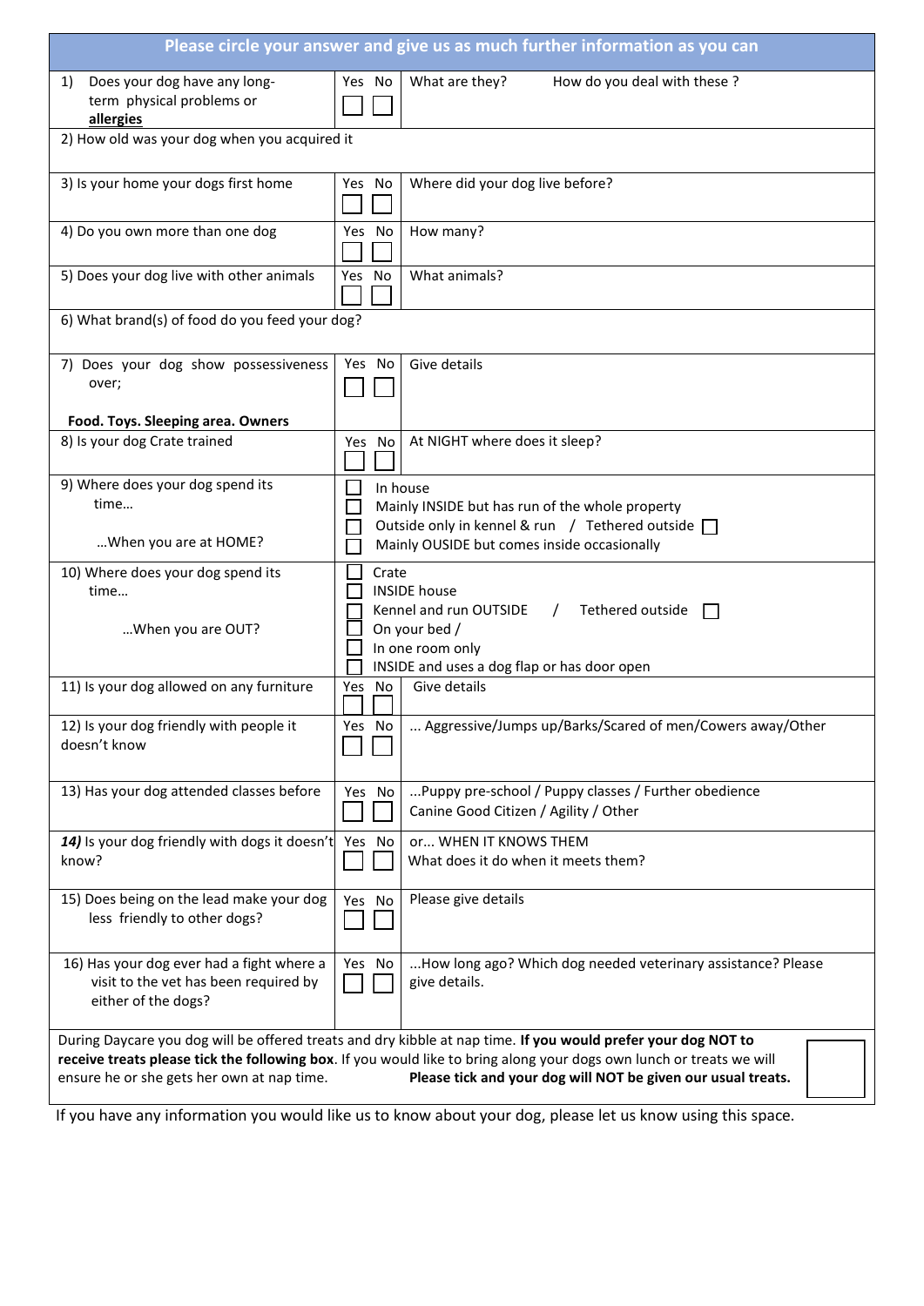| Please circle your answer and give us as much further information as you can | | |
|---|---|---|
| 1) Does your dog have any long-term physical problems or **allergies** | Yes ☐ No ☐ | What are they? How do you deal with these ? |
| 2) How old was your dog when you acquired it | | |
| 3) Is your home your dogs first home | Yes ☐ No ☐ | Where did your dog live before? |
| 4) Do you own more than one dog | Yes ☐ No ☐ | How many? |
| 5) Does your dog live with other animals | Yes ☐ No ☐ | What animals? |
| 6) What brand(s) of food do you feed your dog? | | |
| 7) Does your dog show possessiveness over; **Food. Toys. Sleeping area. Owners** | Yes ☐ No ☐ | Give details |
| 8) Is your dog Crate trained | Yes ☐ No ☐ | At NIGHT where does it sleep? |
| 9) Where does your dog spend its time… …When you are at HOME? | ☐ In house<br>☐ Mainly INSIDE but has run of the whole property<br>☐ Outside only in kennel & run / Tethered outside ☐<br>☐ Mainly OUSIDE but comes inside occasionally | |
| 10) Where does your dog spend its time… …When you are OUT? | ☐ Crate<br>☐ INSIDE house<br>☐ Kennel and run OUTSIDE / Tethered outside ☐<br>☐ On your bed /<br>☐ In one room only<br>☐ INSIDE and uses a dog flap or has door open | |
| 11) Is your dog allowed on any furniture | Yes ☐ No ☐ | Give details |
| 12) Is your dog friendly with people it doesn't know | Yes ☐ No ☐ | ... Aggressive/Jumps up/Barks/Scared of men/Cowers away/Other |
| 13) Has your dog attended classes before | Yes ☐ No ☐ | ...Puppy pre-school / Puppy classes / Further obedience Canine Good Citizen / Agility / Other |
| ***14)*** Is your dog friendly with dogs it doesn't know? | Yes ☐ No ☐ | or... WHEN IT KNOWS THEM What does it do when it meets them? |
| 15) Does being on the lead make your dog less friendly to other dogs? | Yes ☐ No ☐ | Please give details |
| 16) Has your dog ever had a fight where a visit to the vet has been required by either of the dogs? | Yes ☐ No ☐ | ...How long ago? Which dog needed veterinary assistance? Please give details. |

During Daycare you dog will be offered treats and dry kibble at nap time. **If you would prefer your dog NOT to receive treats please tick the following box**. If you would like to bring along your dogs own lunch or treats we will ensure he or she gets her own at nap time. **Please tick and your dog will NOT be given our usual treats.** ☐

If you have any information you would like us to know about your dog, please let us know using this space.